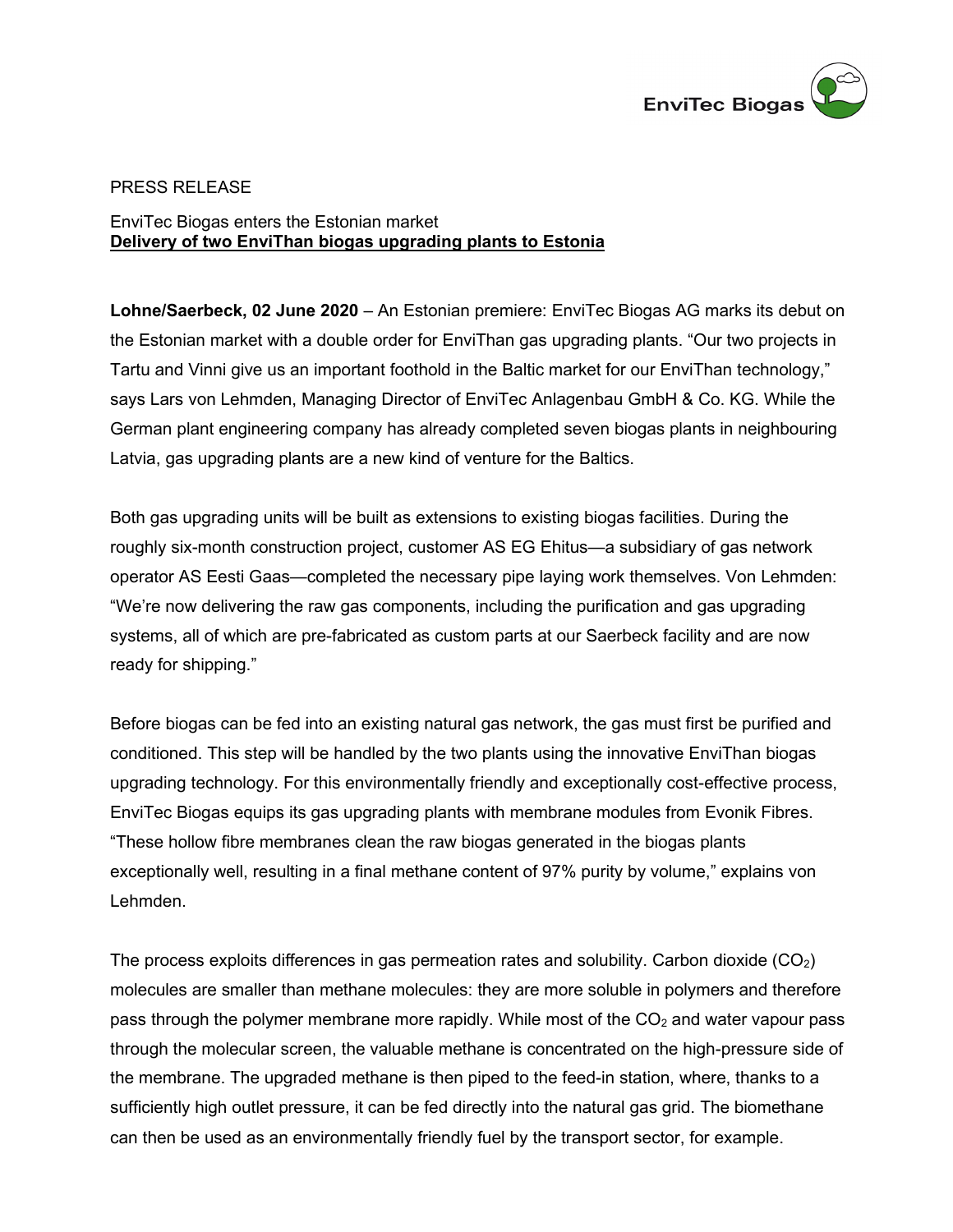PRESS RELEASE

EnviTec Biogas enters the Estonian market
**Delivery of two EnviThan biogas upgrading plants to Estonia**

**Lohne/Saerbeck, 02 June 2020** – An Estonian premiere: EnviTec Biogas AG marks its debut on the Estonian market with a double order for EnviThan gas upgrading plants. "Our two projects in Tartu and Vinni give us an important foothold in the Baltic market for our EnviThan technology," says Lars von Lehmden, Managing Director of EnviTec Anlagenbau GmbH & Co. KG. While the German plant engineering company has already completed seven biogas plants in neighbouring Latvia, gas upgrading plants are a new kind of venture for the Baltics.

Both gas upgrading units will be built as extensions to existing biogas facilities. During the roughly six-month construction project, customer AS EG Ehitus—a subsidiary of gas network operator AS Eesti Gaas—completed the necessary pipe laying work themselves. Von Lehmden: "We're now delivering the raw gas components, including the purification and gas upgrading systems, all of which are pre-fabricated as custom parts at our Saerbeck facility and are now ready for shipping."

Before biogas can be fed into an existing natural gas network, the gas must first be purified and conditioned. This step will be handled by the two plants using the innovative EnviThan biogas upgrading technology. For this environmentally friendly and exceptionally cost-effective process, EnviTec Biogas equips its gas upgrading plants with membrane modules from Evonik Fibres. "These hollow fibre membranes clean the raw biogas generated in the biogas plants exceptionally well, resulting in a final methane content of 97% purity by volume," explains von Lehmden.

The process exploits differences in gas permeation rates and solubility. Carbon dioxide ($CO_2$) molecules are smaller than methane molecules: they are more soluble in polymers and therefore pass through the polymer membrane more rapidly. While most of the $CO_2$ and water vapour pass through the molecular screen, the valuable methane is concentrated on the high-pressure side of the membrane. The upgraded methane is then piped to the feed-in station, where, thanks to a sufficiently high outlet pressure, it can be fed directly into the natural gas grid. The biomethane can then be used as an environmentally friendly fuel by the transport sector, for example.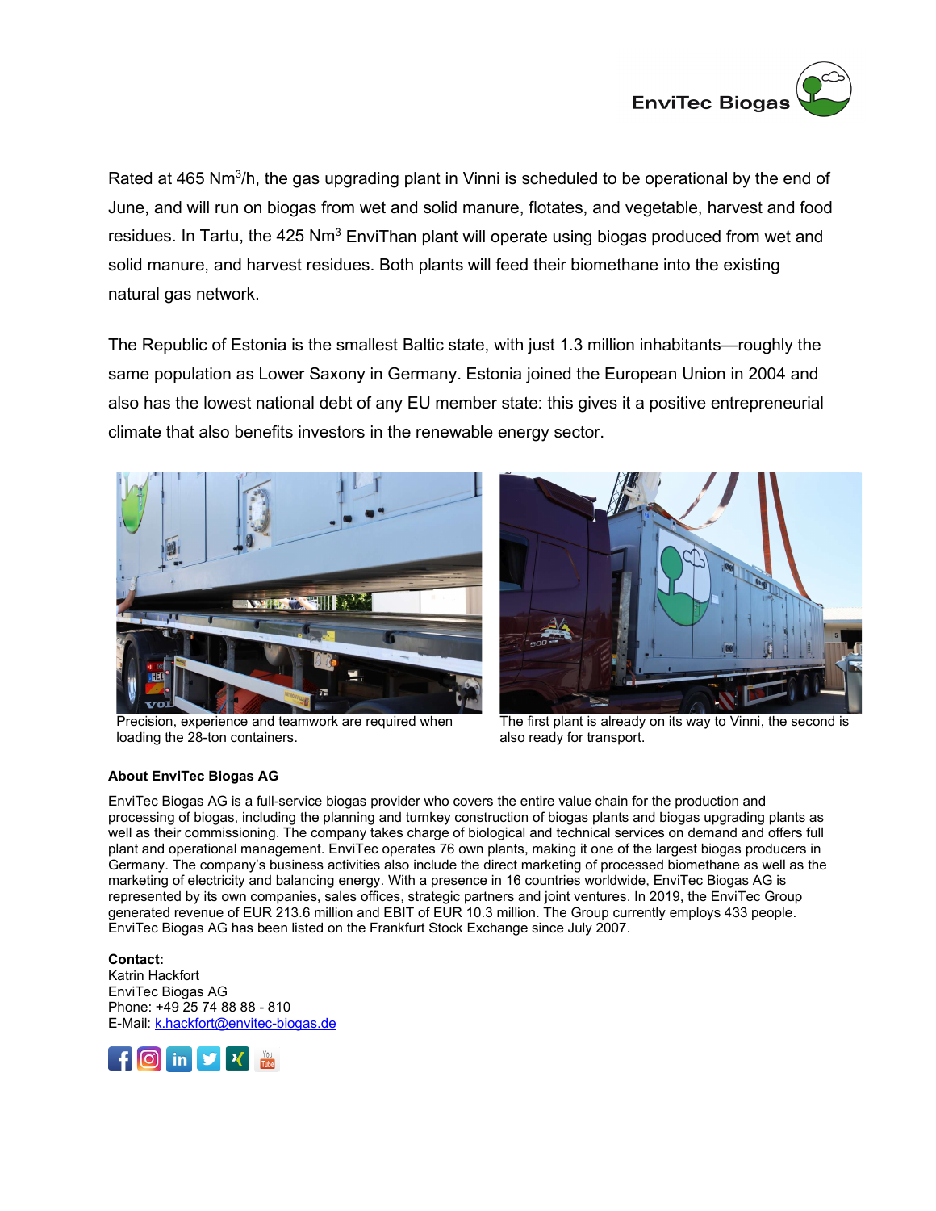Rated at 465 $Nm^3/h$, the gas upgrading plant in Vinni is scheduled to be operational by the end of June, and will run on biogas from wet and solid manure, flotates, and vegetable, harvest and food residues. In Tartu, the 425 $Nm^3$ EnviThan plant will operate using biogas produced from wet and solid manure, and harvest residues. Both plants will feed their biomethane into the existing natural gas network.

The Republic of Estonia is the smallest Baltic state, with just 1.3 million inhabitants—roughly the same population as Lower Saxony in Germany. Estonia joined the European Union in 2004 and also has the lowest national debt of any EU member state: this gives it a positive entrepreneurial climate that also benefits investors in the renewable energy sector.

Precision, experience and teamwork are required when loading the 28-ton containers.

The first plant is already on its way to Vinni, the second is also ready for transport.

**About EnviTec Biogas AG**

EnviTec Biogas AG is a full-service biogas provider who covers the entire value chain for the production and processing of biogas, including the planning and turnkey construction of biogas plants and biogas upgrading plants as well as their commissioning. The company takes charge of biological and technical services on demand and offers full plant and operational management. EnviTec operates 76 own plants, making it one of the largest biogas producers in Germany. The company's business activities also include the direct marketing of processed biomethane as well as the marketing of electricity and balancing energy. With a presence in 16 countries worldwide, EnviTec Biogas AG is represented by its own companies, sales offices, strategic partners and joint ventures. In 2019, the EnviTec Group generated revenue of EUR 213.6 million and EBIT of EUR 10.3 million. The Group currently employs 433 people. EnviTec Biogas AG has been listed on the Frankfurt Stock Exchange since July 2007.

**Contact:**
Katrin Hackfort
EnviTec Biogas AG
Phone: +49 25 74 88 88 - 810
E-Mail: k.hackfort@envitec-biogas.de